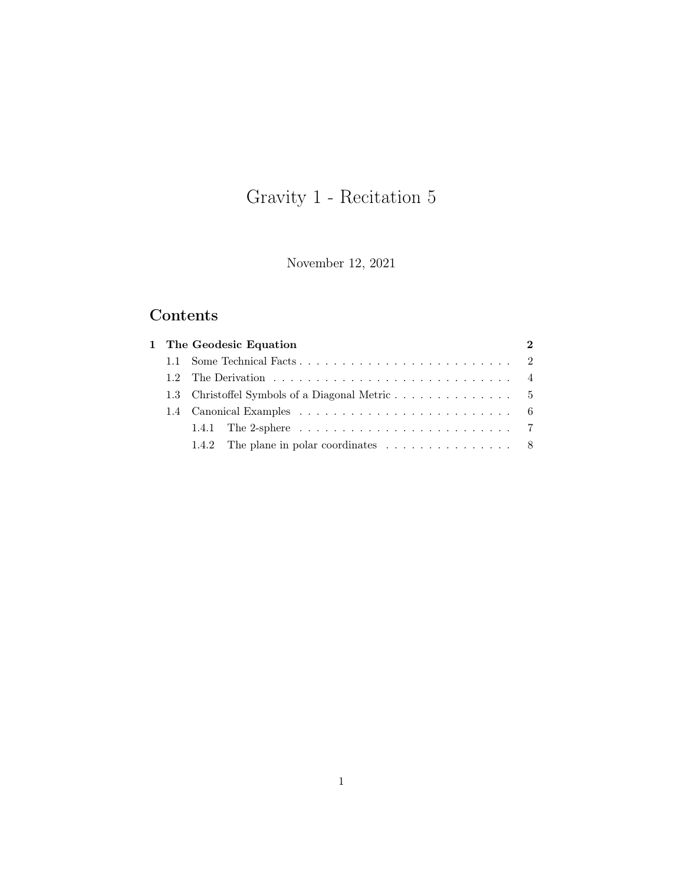# Gravity 1 - Recitation 5

November 12, 2021

## Contents

**1 The Geodesic Equation** **2**

- 1.1 Some Technical Facts . . . . . . . . . . . . . . . . . . . . . . . . . 2
- 1.2 The Derivation . . . . . . . . . . . . . . . . . . . . . . . . . . . . . 4
- 1.3 Christoffel Symbols of a Diagonal Metric . . . . . . . . . . . . . . . 5
- 1.4 Canonical Examples . . . . . . . . . . . . . . . . . . . . . . . . . . 6
  - 1.4.1 The 2-sphere . . . . . . . . . . . . . . . . . . . . . . . . . . 7
  - 1.4.2 The plane in polar coordinates . . . . . . . . . . . . . . . . 8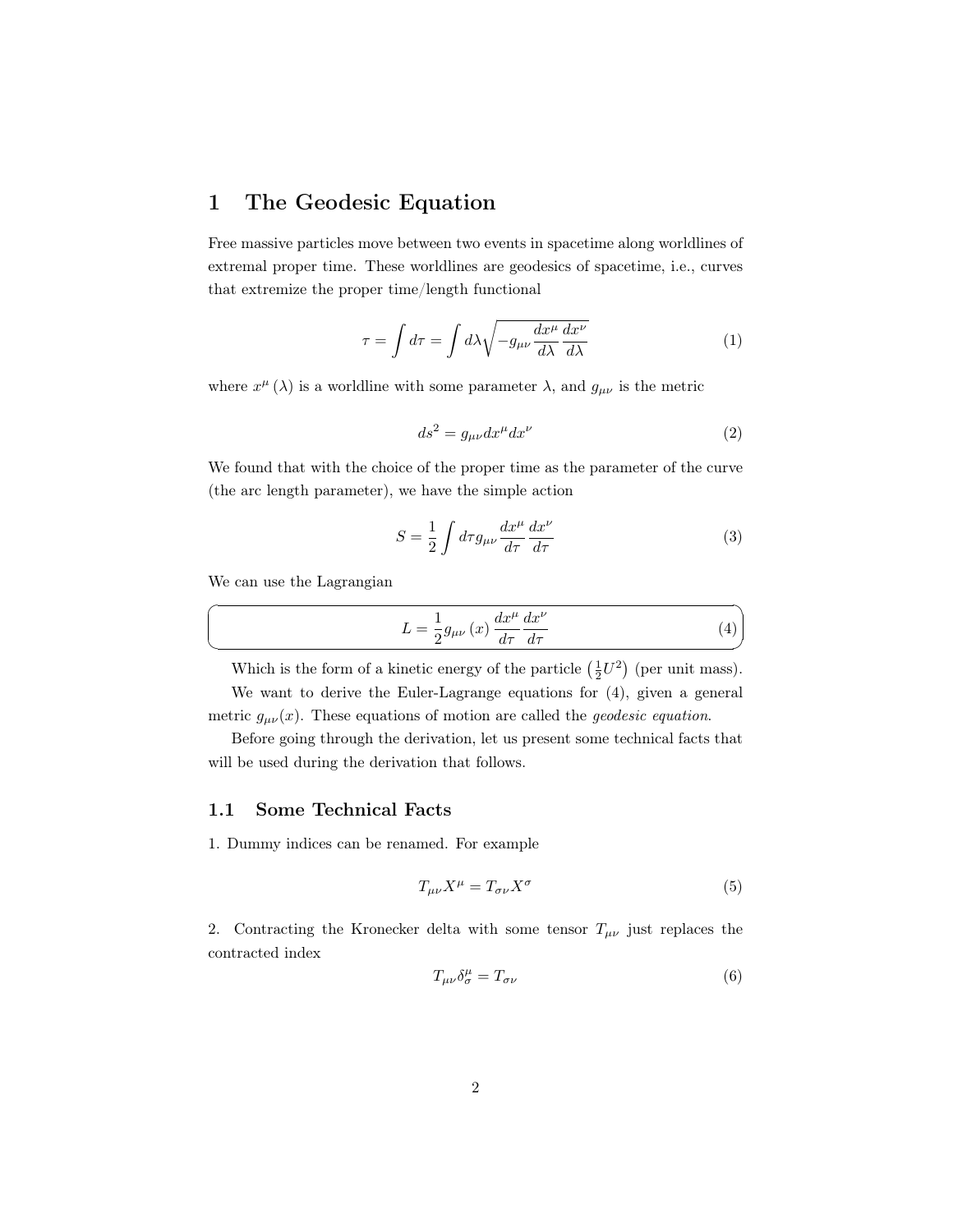# 1 The Geodesic Equation

Free massive particles move between two events in spacetime along worldlines of extremal proper time. These worldlines are geodesics of spacetime, i.e., curves that extremize the proper time/length functional

$$\tau = \int d\tau = \int d\lambda \sqrt{-g_{\mu\nu} \frac{dx^\mu}{d\lambda} \frac{dx^\nu}{d\lambda}} \tag{1}$$

where $x^\mu(\lambda)$ is a worldline with some parameter $\lambda$, and $g_{\mu\nu}$ is the metric

$$ds^2 = g_{\mu\nu} dx^\mu dx^\nu \tag{2}$$

We found that with the choice of the proper time as the parameter of the curve (the arc length parameter), we have the simple action

$$S = \frac{1}{2} \int d\tau g_{\mu\nu} \frac{dx^\mu}{d\tau} \frac{dx^\nu}{d\tau} \tag{3}$$

We can use the Lagrangian

$$L = \frac{1}{2} g_{\mu\nu}(x) \frac{dx^\mu}{d\tau} \frac{dx^\nu}{d\tau} \tag{4}$$

Which is the form of a kinetic energy of the particle $\left(\frac{1}{2}U^2\right)$ (per unit mass).

We want to derive the Euler-Lagrange equations for (4), given a general metric $g_{\mu\nu}(x)$. These equations of motion are called the *geodesic equation*.

Before going through the derivation, let us present some technical facts that will be used during the derivation that follows.

## 1.1 Some Technical Facts

1. Dummy indices can be renamed. For example

$$T_{\mu\nu} X^\mu = T_{\sigma\nu} X^\sigma \tag{5}$$

2. Contracting the Kronecker delta with some tensor $T_{\mu\nu}$ just replaces the contracted index

$$T_{\mu\nu} \delta^\mu_\sigma = T_{\sigma\nu} \tag{6}$$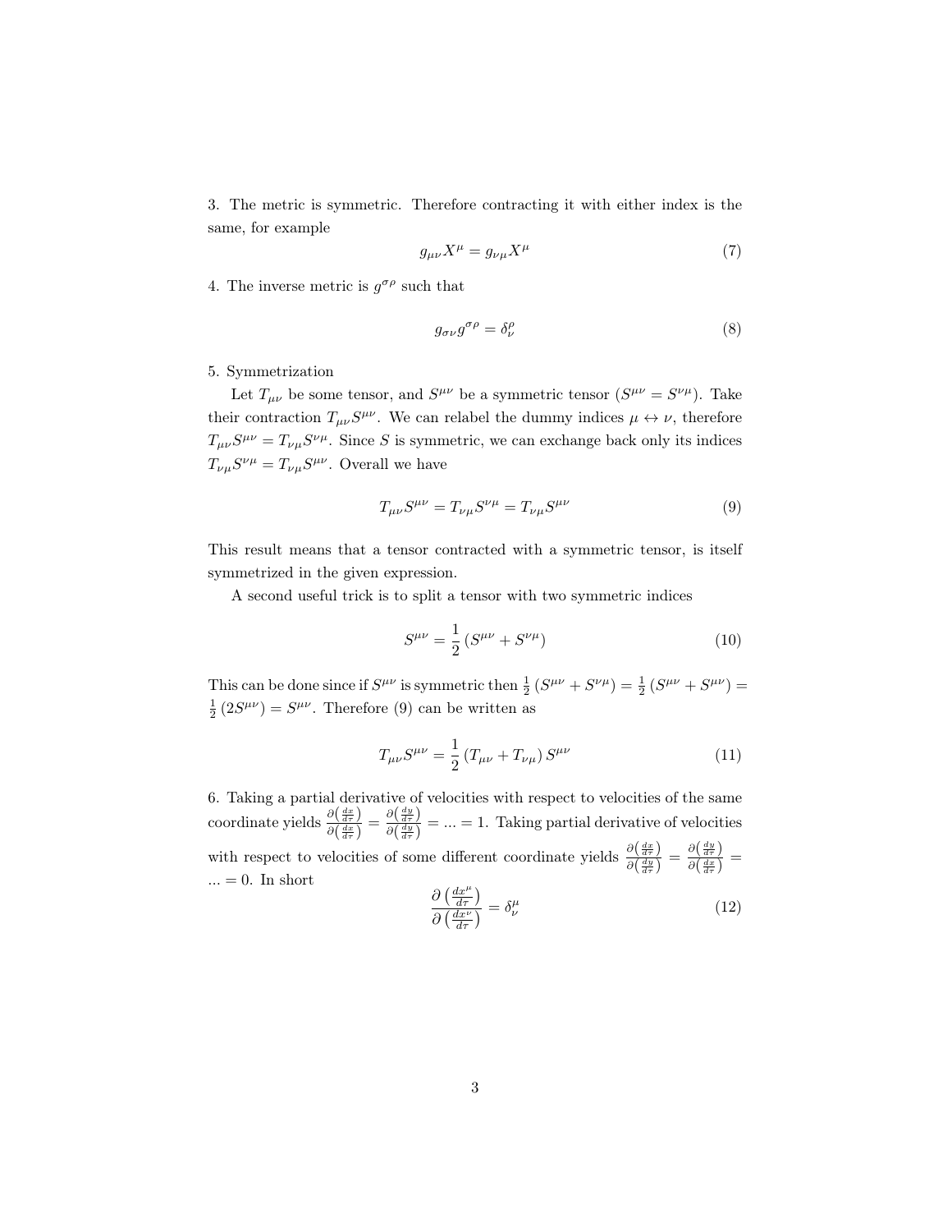3. The metric is symmetric. Therefore contracting it with either index is the same, for example

$$g_{\mu\nu}X^{\mu} = g_{\nu\mu}X^{\mu} \tag{7}$$

4. The inverse metric is $g^{\sigma\rho}$ such that

$$g_{\sigma\nu}g^{\sigma\rho} = \delta^{\rho}_{\nu} \tag{8}$$

5. Symmetrization

Let $T_{\mu\nu}$ be some tensor, and $S^{\mu\nu}$ be a symmetric tensor ($S^{\mu\nu} = S^{\nu\mu}$). Take their contraction $T_{\mu\nu}S^{\mu\nu}$. We can relabel the dummy indices $\mu \leftrightarrow \nu$, therefore $T_{\mu\nu}S^{\mu\nu} = T_{\nu\mu}S^{\nu\mu}$. Since $S$ is symmetric, we can exchange back only its indices $T_{\nu\mu}S^{\nu\mu} = T_{\nu\mu}S^{\mu\nu}$. Overall we have

$$T_{\mu\nu}S^{\mu\nu} = T_{\nu\mu}S^{\nu\mu} = T_{\nu\mu}S^{\mu\nu} \tag{9}$$

This result means that a tensor contracted with a symmetric tensor, is itself symmetrized in the given expression.

A second useful trick is to split a tensor with two symmetric indices

$$S^{\mu\nu} = \frac{1}{2}\left(S^{\mu\nu} + S^{\nu\mu}\right) \tag{10}$$

This can be done since if $S^{\mu\nu}$ is symmetric then $\frac{1}{2}\left(S^{\mu\nu} + S^{\nu\mu}\right) = \frac{1}{2}\left(S^{\mu\nu} + S^{\mu\nu}\right) = \frac{1}{2}\left(2S^{\mu\nu}\right) = S^{\mu\nu}$. Therefore (9) can be written as

$$T_{\mu\nu}S^{\mu\nu} = \frac{1}{2}\left(T_{\mu\nu} + T_{\nu\mu}\right)S^{\mu\nu} \tag{11}$$

6. Taking a partial derivative of velocities with respect to velocities of the same coordinate yields $\frac{\partial\left(\frac{dx}{d\tau}\right)}{\partial\left(\frac{dx}{d\tau}\right)} = \frac{\partial\left(\frac{dy}{d\tau}\right)}{\partial\left(\frac{dy}{d\tau}\right)} = ... = 1$. Taking partial derivative of velocities with respect to velocities of some different coordinate yields $\frac{\partial\left(\frac{dx}{d\tau}\right)}{\partial\left(\frac{dy}{d\tau}\right)} = \frac{\partial\left(\frac{dy}{d\tau}\right)}{\partial\left(\frac{dx}{d\tau}\right)} = ... = 0$. In short

$$\frac{\partial\left(\frac{dx^{\mu}}{d\tau}\right)}{\partial\left(\frac{dx^{\nu}}{d\tau}\right)} = \delta^{\mu}_{\nu} \tag{12}$$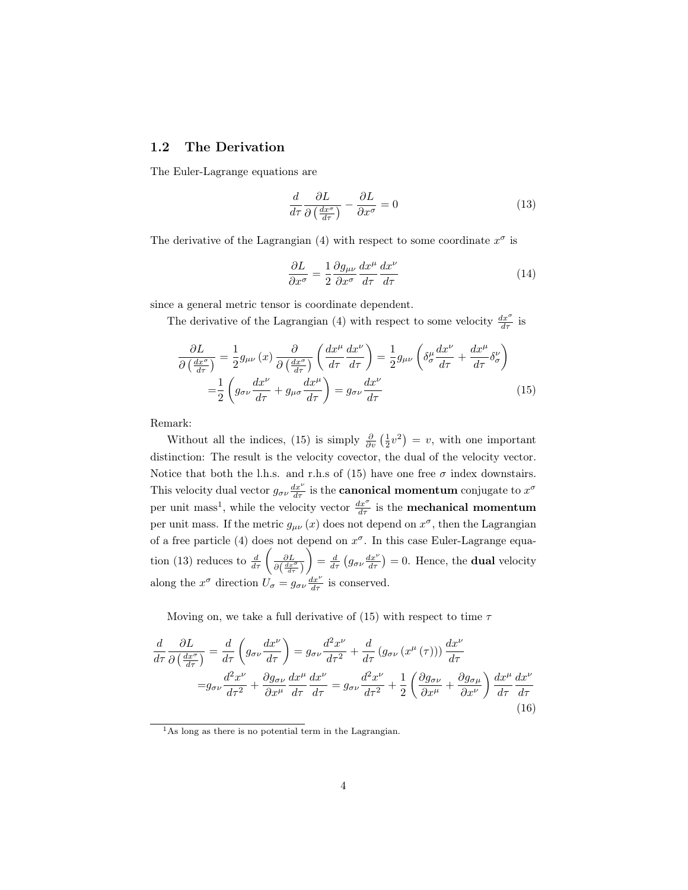## 1.2 The Derivation

The Euler-Lagrange equations are

$$\frac{d}{d\tau}\frac{\partial L}{\partial\left(\frac{dx^\sigma}{d\tau}\right)} - \frac{\partial L}{\partial x^\sigma} = 0 \tag{13}$$

The derivative of the Lagrangian (4) with respect to some coordinate $x^\sigma$ is

$$\frac{\partial L}{\partial x^\sigma} = \frac{1}{2}\frac{\partial g_{\mu\nu}}{\partial x^\sigma}\frac{dx^\mu}{d\tau}\frac{dx^\nu}{d\tau} \tag{14}$$

since a general metric tensor is coordinate dependent.

The derivative of the Lagrangian (4) with respect to some velocity $\frac{dx^\sigma}{d\tau}$ is

$$\begin{aligned}\frac{\partial L}{\partial\left(\frac{dx^\sigma}{d\tau}\right)} &= \frac{1}{2}g_{\mu\nu}\left(x\right)\frac{\partial}{\partial\left(\frac{dx^\sigma}{d\tau}\right)}\left(\frac{dx^\mu}{d\tau}\frac{dx^\nu}{d\tau}\right) = \frac{1}{2}g_{\mu\nu}\left(\delta^\mu_\sigma\frac{dx^\nu}{d\tau} + \frac{dx^\mu}{d\tau}\delta^\nu_\sigma\right) \\ &= \frac{1}{2}\left(g_{\sigma\nu}\frac{dx^\nu}{d\tau} + g_{\mu\sigma}\frac{dx^\mu}{d\tau}\right) = g_{\sigma\nu}\frac{dx^\nu}{d\tau}\end{aligned} \tag{15}$$

Remark:

Without all the indices, (15) is simply $\frac{\partial}{\partial v}\left(\frac{1}{2}v^2\right) = v$, with one important distinction: The result is the velocity covector, the dual of the velocity vector. Notice that both the l.h.s. and r.h.s of (15) have one free $\sigma$ index downstairs. This velocity dual vector $g_{\sigma\nu}\frac{dx^\nu}{d\tau}$ is the **canonical momentum** conjugate to $x^\sigma$ per unit mass[1], while the velocity vector $\frac{dx^\sigma}{d\tau}$ is the **mechanical momentum** per unit mass. If the metric $g_{\mu\nu}\left(x\right)$ does not depend on $x^\sigma$, then the Lagrangian of a free particle (4) does not depend on $x^\sigma$. In this case Euler-Lagrange equation (13) reduces to $\frac{d}{d\tau}\left(\frac{\partial L}{\partial\left(\frac{dx^\sigma}{d\tau}\right)}\right) = \frac{d}{d\tau}\left(g_{\sigma\nu}\frac{dx^\nu}{d\tau}\right) = 0$. Hence, the **dual** velocity along the $x^\sigma$ direction $U_\sigma = g_{\sigma\nu}\frac{dx^\nu}{d\tau}$ is conserved.

Moving on, we take a full derivative of (15) with respect to time $\tau$

$$\begin{aligned}\frac{d}{d\tau}\frac{\partial L}{\partial\left(\frac{dx^\sigma}{d\tau}\right)} &= \frac{d}{d\tau}\left(g_{\sigma\nu}\frac{dx^\nu}{d\tau}\right) = g_{\sigma\nu}\frac{d^2x^\nu}{d\tau^2} + \frac{d}{d\tau}\left(g_{\sigma\nu}\left(x^\mu\left(\tau\right)\right)\right)\frac{dx^\nu}{d\tau} \\ &= g_{\sigma\nu}\frac{d^2x^\nu}{d\tau^2} + \frac{\partial g_{\sigma\nu}}{\partial x^\mu}\frac{dx^\mu}{d\tau}\frac{dx^\nu}{d\tau} = g_{\sigma\nu}\frac{d^2x^\nu}{d\tau^2} + \frac{1}{2}\left(\frac{\partial g_{\sigma\nu}}{\partial x^\mu} + \frac{\partial g_{\sigma\mu}}{\partial x^\nu}\right)\frac{dx^\mu}{d\tau}\frac{dx^\nu}{d\tau}\end{aligned} \tag{16}$$

[1] As long as there is no potential term in the Lagrangian.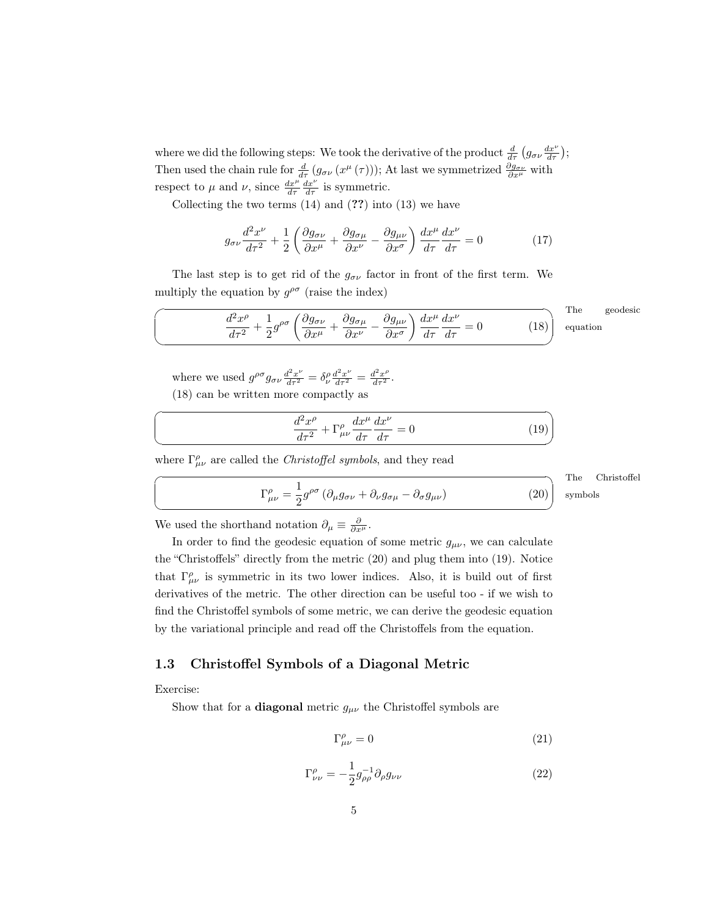where we did the following steps: We took the derivative of the product $\frac{d}{d\tau}\left(g_{\sigma\nu}\frac{dx^\nu}{d\tau}\right)$; Then used the chain rule for $\frac{d}{d\tau}\left(g_{\sigma\nu}\left(x^\mu\left(\tau\right)\right)\right)$; At last we symmetrized $\frac{\partial g_{\sigma\nu}}{\partial x^\mu}$ with respect to $\mu$ and $\nu$, since $\frac{dx^\mu}{d\tau}\frac{dx^\nu}{d\tau}$ is symmetric.

Collecting the two terms (14) and (**??**) into (13) we have

$$g_{\sigma\nu}\frac{d^2x^\nu}{d\tau^2} + \frac{1}{2}\left(\frac{\partial g_{\sigma\nu}}{\partial x^\mu} + \frac{\partial g_{\sigma\mu}}{\partial x^\nu} - \frac{\partial g_{\mu\nu}}{\partial x^\sigma}\right)\frac{dx^\mu}{d\tau}\frac{dx^\nu}{d\tau} = 0 \tag{17}$$

The last step is to get rid of the $g_{\sigma\nu}$ factor in front of the first term. We multiply the equation by $g^{\rho\sigma}$ (raise the index)

$$\frac{d^2x^\rho}{d\tau^2} + \frac{1}{2}g^{\rho\sigma}\left(\frac{\partial g_{\sigma\nu}}{\partial x^\mu} + \frac{\partial g_{\sigma\mu}}{\partial x^\nu} - \frac{\partial g_{\mu\nu}}{\partial x^\sigma}\right)\frac{dx^\mu}{d\tau}\frac{dx^\nu}{d\tau} = 0 \tag{18}$$

The geodesic equation

where we used $g^{\rho\sigma}g_{\sigma\nu}\frac{d^2x^\nu}{d\tau^2} = \delta^\rho_\nu\frac{d^2x^\nu}{d\tau^2} = \frac{d^2x^\rho}{d\tau^2}$.

(18) can be written more compactly as

$$\frac{d^2x^\rho}{d\tau^2} + \Gamma^\rho_{\mu\nu}\frac{dx^\mu}{d\tau}\frac{dx^\nu}{d\tau} = 0 \tag{19}$$

where $\Gamma^\rho_{\mu\nu}$ are called the *Christoffel symbols*, and they read

$$\Gamma^\rho_{\mu\nu} = \frac{1}{2}g^{\rho\sigma}\left(\partial_\mu g_{\sigma\nu} + \partial_\nu g_{\sigma\mu} - \partial_\sigma g_{\mu\nu}\right) \tag{20}$$

The Christoffel symbols

We used the shorthand notation $\partial_\mu \equiv \frac{\partial}{\partial x^\mu}$.

In order to find the geodesic equation of some metric $g_{\mu\nu}$, we can calculate the "Christoffels" directly from the metric (20) and plug them into (19). Notice that $\Gamma^\rho_{\mu\nu}$ is symmetric in its two lower indices. Also, it is build out of first derivatives of the metric. The other direction can be useful too - if we wish to find the Christoffel symbols of some metric, we can derive the geodesic equation by the variational principle and read off the Christoffels from the equation.

## 1.3 Christoffel Symbols of a Diagonal Metric

Exercise:

Show that for a **diagonal** metric $g_{\mu\nu}$ the Christoffel symbols are

$$\Gamma^\rho_{\mu\nu} = 0 \tag{21}$$

$$\Gamma^\rho_{\nu\nu} = -\frac{1}{2}g^{-1}_{\rho\rho}\partial_\rho g_{\nu\nu} \tag{22}$$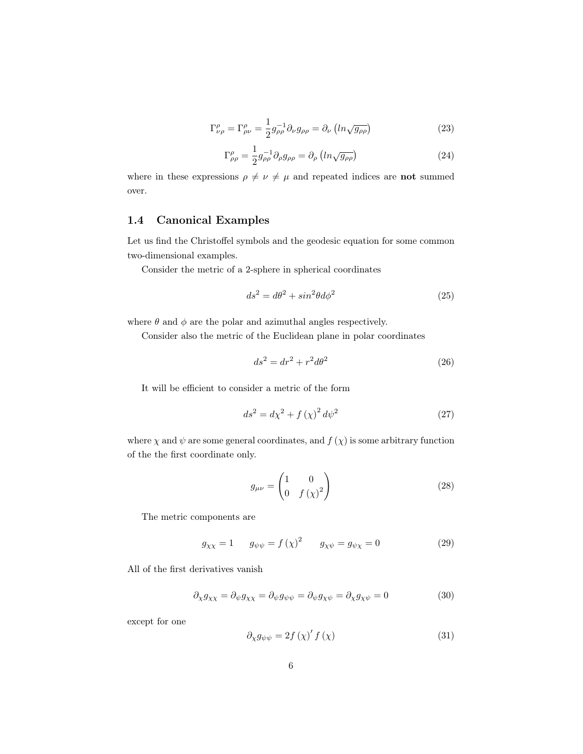$$\Gamma^{\rho}_{\nu\rho} = \Gamma^{\rho}_{\rho\nu} = \frac{1}{2} g^{-1}_{\rho\rho} \partial_{\nu} g_{\rho\rho} = \partial_{\nu} \left( ln\sqrt{g_{\rho\rho}} \right) \tag{23}$$

$$\Gamma^{\rho}_{\rho\rho} = \frac{1}{2} g^{-1}_{\rho\rho} \partial_{\rho} g_{\rho\rho} = \partial_{\rho} \left( ln\sqrt{g_{\rho\rho}} \right) \tag{24}$$

where in these expressions $\rho \neq \nu \neq \mu$ and repeated indices are **not** summed over.

### 1.4 Canonical Examples

Let us find the Christoffel symbols and the geodesic equation for some common two-dimensional examples.

Consider the metric of a 2-sphere in spherical coordinates

$$ds^2 = d\theta^2 + sin^2\theta d\phi^2 \tag{25}$$

where $\theta$ and $\phi$ are the polar and azimuthal angles respectively.

Consider also the metric of the Euclidean plane in polar coordinates

$$ds^2 = dr^2 + r^2 d\theta^2 \tag{26}$$

It will be efficient to consider a metric of the form

$$ds^2 = d\chi^2 + f\left(\chi\right)^2 d\psi^2 \tag{27}$$

where $\chi$ and $\psi$ are some general coordinates, and $f\left(\chi\right)$ is some arbitrary function of the the first coordinate only.

$$g_{\mu\nu} = \begin{pmatrix} 1 & 0 \\ 0 & f\left(\chi\right)^2 \end{pmatrix} \tag{28}$$

The metric components are

$$g_{\chi\chi} = 1 \qquad g_{\psi\psi} = f\left(\chi\right)^2 \qquad g_{\chi\psi} = g_{\psi\chi} = 0 \tag{29}$$

All of the first derivatives vanish

$$\partial_{\chi} g_{\chi\chi} = \partial_{\psi} g_{\chi\chi} = \partial_{\psi} g_{\psi\psi} = \partial_{\psi} g_{\chi\psi} = \partial_{\chi} g_{\chi\psi} = 0 \tag{30}$$

except for one

$$\partial_{\chi} g_{\psi\psi} = 2f\left(\chi\right)' f\left(\chi\right) \tag{31}$$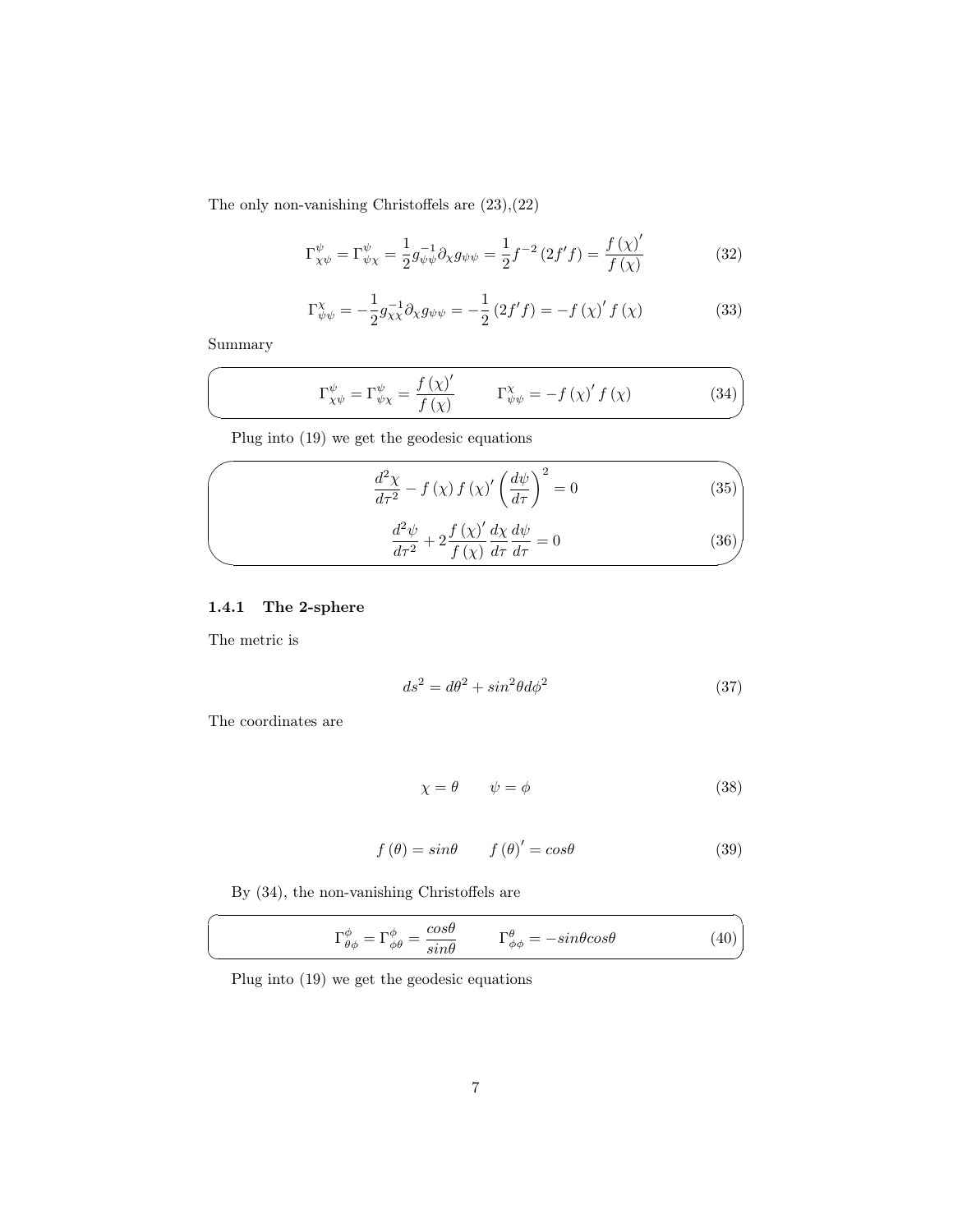The only non-vanishing Christoffels are (23),(22)

$$\Gamma^{\psi}_{\chi\psi} = \Gamma^{\psi}_{\psi\chi} = \frac{1}{2} g^{-1}_{\psi\psi} \partial_{\chi} g_{\psi\psi} = \frac{1}{2} f^{-2} \left(2f'f\right) = \frac{f(\chi)'}{f(\chi)} \tag{32}$$

$$\Gamma^{\chi}_{\psi\psi} = -\frac{1}{2} g^{-1}_{\chi\chi} \partial_{\chi} g_{\psi\psi} = -\frac{1}{2} \left(2f'f\right) = -f(\chi)' f(\chi) \tag{33}$$

Summary

$$\Gamma^{\psi}_{\chi\psi} = \Gamma^{\psi}_{\psi\chi} = \frac{f(\chi)'}{f(\chi)} \qquad \Gamma^{\chi}_{\psi\psi} = -f(\chi)' f(\chi) \tag{34}$$

Plug into (19) we get the geodesic equations

$$\frac{d^2\chi}{d\tau^2} - f(\chi) f(\chi)' \left(\frac{d\psi}{d\tau}\right)^2 = 0 \tag{35}$$

$$\frac{d^2\psi}{d\tau^2} + 2\frac{f(\chi)'}{f(\chi)} \frac{d\chi}{d\tau} \frac{d\psi}{d\tau} = 0 \tag{36}$$

#### 1.4.1 The 2-sphere

The metric is

$$ds^2 = d\theta^2 + sin^2\theta d\phi^2 \tag{37}$$

The coordinates are

$$\chi = \theta \qquad \psi = \phi \tag{38}$$

$$f(\theta) = sin\theta \qquad f(\theta)' = cos\theta \tag{39}$$

By (34), the non-vanishing Christoffels are

$$\Gamma^{\phi}_{\theta\phi} = \Gamma^{\phi}_{\phi\theta} = \frac{cos\theta}{sin\theta} \qquad \Gamma^{\theta}_{\phi\phi} = -sin\theta cos\theta \tag{40}$$

Plug into (19) we get the geodesic equations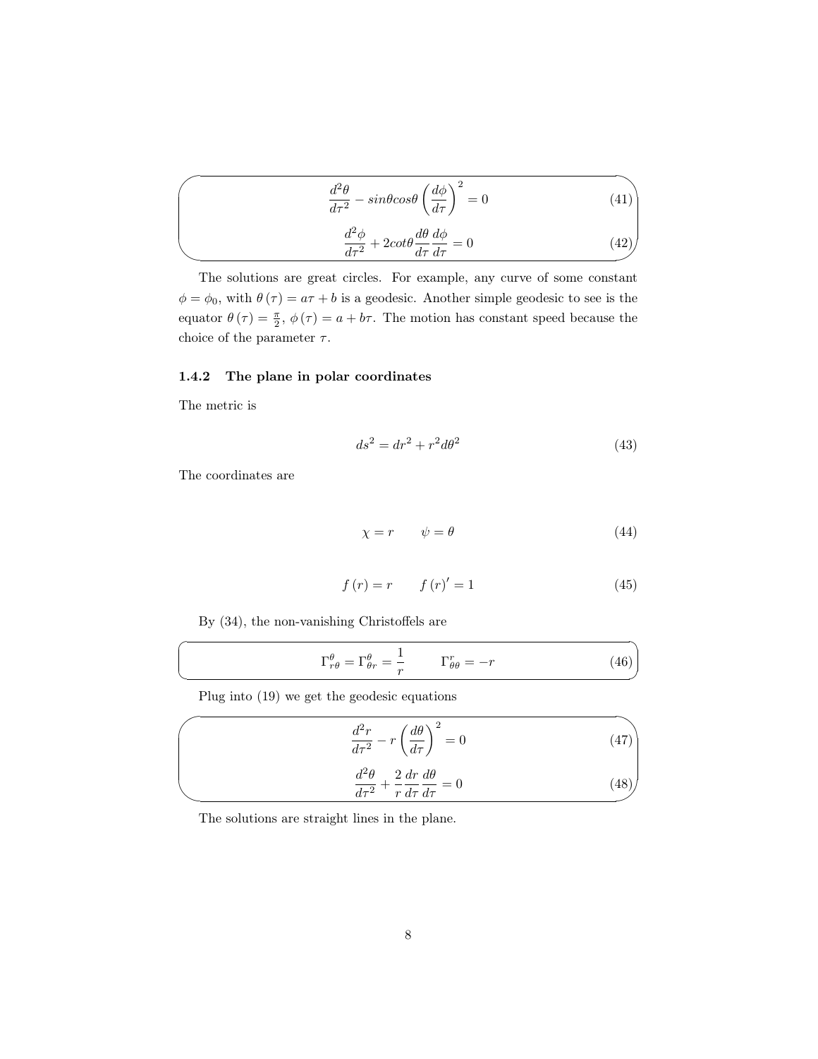$$\frac{d^2\theta}{d\tau^2} - sin\theta cos\theta \left(\frac{d\phi}{d\tau}\right)^2 = 0 \tag{41}$$

$$\frac{d^2\phi}{d\tau^2} + 2cot\theta \frac{d\theta}{d\tau}\frac{d\phi}{d\tau} = 0 \tag{42}$$

The solutions are great circles. For example, any curve of some constant $\phi = \phi_0$, with $\theta(\tau) = a\tau + b$ is a geodesic. Another simple geodesic to see is the equator $\theta(\tau) = \frac{\pi}{2}$, $\phi(\tau) = a + b\tau$. The motion has constant speed because the choice of the parameter $\tau$.

### 1.4.2 The plane in polar coordinates

The metric is

$$ds^2 = dr^2 + r^2 d\theta^2 \tag{43}$$

The coordinates are

$$\chi = r \qquad \psi = \theta \tag{44}$$

$$f(r) = r \qquad f(r)' = 1 \tag{45}$$

By (34), the non-vanishing Christoffels are

$$\Gamma^{\theta}_{r\theta} = \Gamma^{\theta}_{\theta r} = \frac{1}{r} \qquad \Gamma^{r}_{\theta\theta} = -r \tag{46}$$

Plug into (19) we get the geodesic equations

$$\frac{d^2 r}{d\tau^2} - r\left(\frac{d\theta}{d\tau}\right)^2 = 0 \tag{47}$$

$$\frac{d^2\theta}{d\tau^2} + \frac{2}{r}\frac{dr}{d\tau}\frac{d\theta}{d\tau} = 0 \tag{48}$$

The solutions are straight lines in the plane.